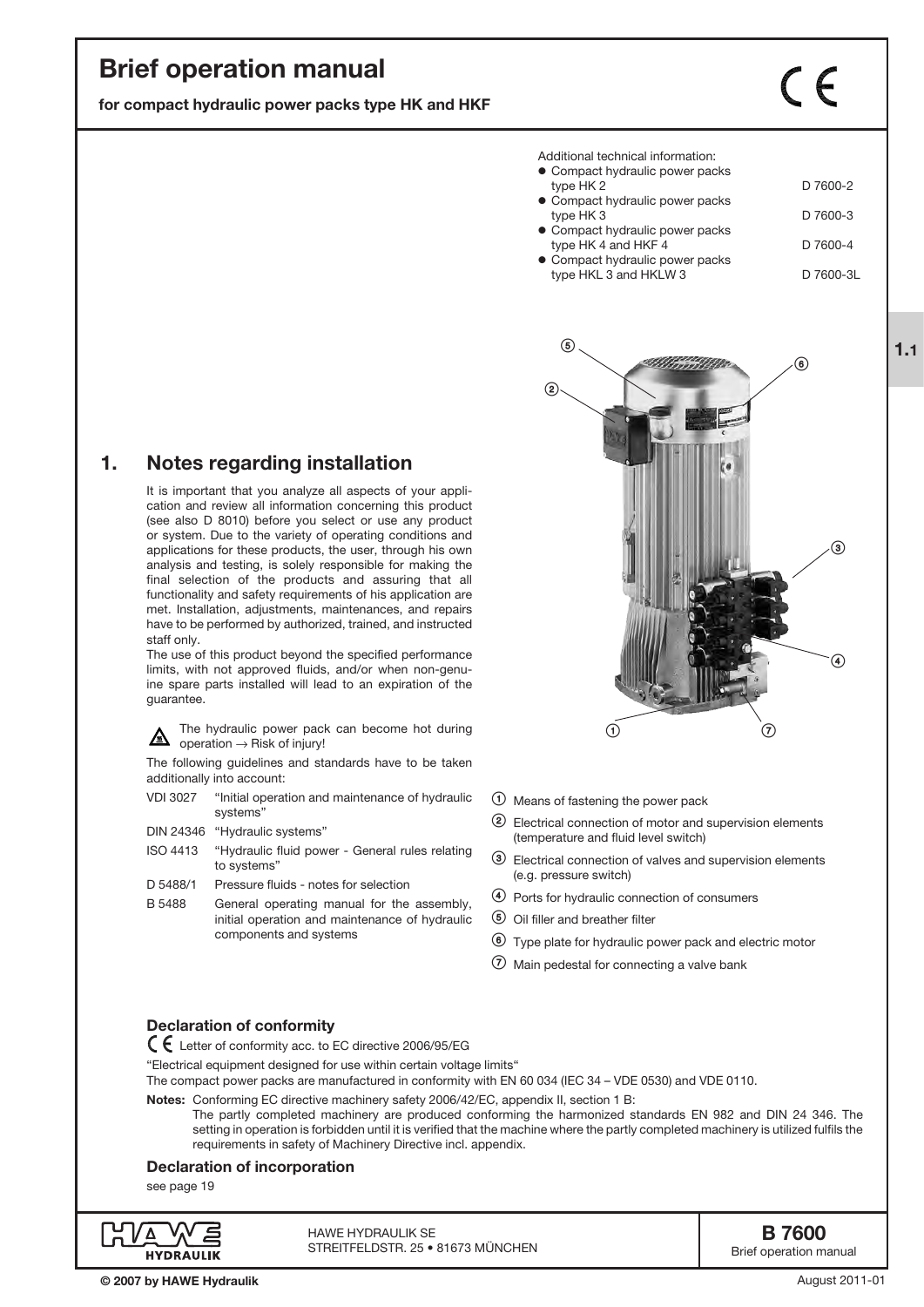# Brief operation manual

**for compact hydraulic power packs type HK and HKF**

Additional technical information:

| | |
|---|---|
| • Compact hydraulic power packs type HK 2 | D 7600-2 |
| • Compact hydraulic power packs type HK 3 | D 7600-3 |
| • Compact hydraulic power packs type HK 4 and HKF 4 | D 7600-4 |
| • Compact hydraulic power packs type HKL 3 and HKLW 3 | D 7600-3L |

## 1. Notes regarding installation

It is important that you analyze all aspects of your application and review all information concerning this product (see also D 8010) before you select or use any product or system. Due to the variety of operating conditions and applications for these products, the user, through his own analysis and testing, is solely responsible for making the final selection of the products and assuring that all functionality and safety requirements of his application are met. Installation, adjustments, maintenances, and repairs have to be performed by authorized, trained, and instructed staff only.

The use of this product beyond the specified performance limits, with not approved fluids, and/or when non-genuine spare parts installed will lead to an expiration of the guarantee.

The hydraulic power pack can become hot during operation → Risk of injury!

The following guidelines and standards have to be taken additionally into account:

| | |
|---|---|
| VDI 3027 | "Initial operation and maintenance of hydraulic systems" |
| DIN 24346 | "Hydraulic systems" |
| ISO 4413 | "Hydraulic fluid power - General rules relating to systems" |
| D 5488/1 | Pressure fluids - notes for selection |
| B 5488 | General operating manual for the assembly, initial operation and maintenance of hydraulic components and systems |

1. Means of fastening the power pack
2. Electrical connection of motor and supervision elements (temperature and fluid level switch)
3. Electrical connection of valves and supervision elements (e.g. pressure switch)
4. Ports for hydraulic connection of consumers
5. Oil filler and breather filter
6. Type plate for hydraulic power pack and electric motor
7. Main pedestal for connecting a valve bank

### Declaration of conformity

CE Letter of conformity acc. to EC directive 2006/95/EG

"Electrical equipment designed for use within certain voltage limits"

The compact power packs are manufactured in conformity with EN 60 034 (IEC 34 – VDE 0530) and VDE 0110.

**Notes:** Conforming EC directive machinery safety 2006/42/EC, appendix II, section 1 B:
The partly completed machinery are produced conforming the harmonized standards EN 982 and DIN 24 346. The setting in operation is forbidden until it is verified that the machine where the partly completed machinery is utilized fulfils the requirements in safety of Machinery Directive incl. appendix.

### Declaration of incorporation

see page 19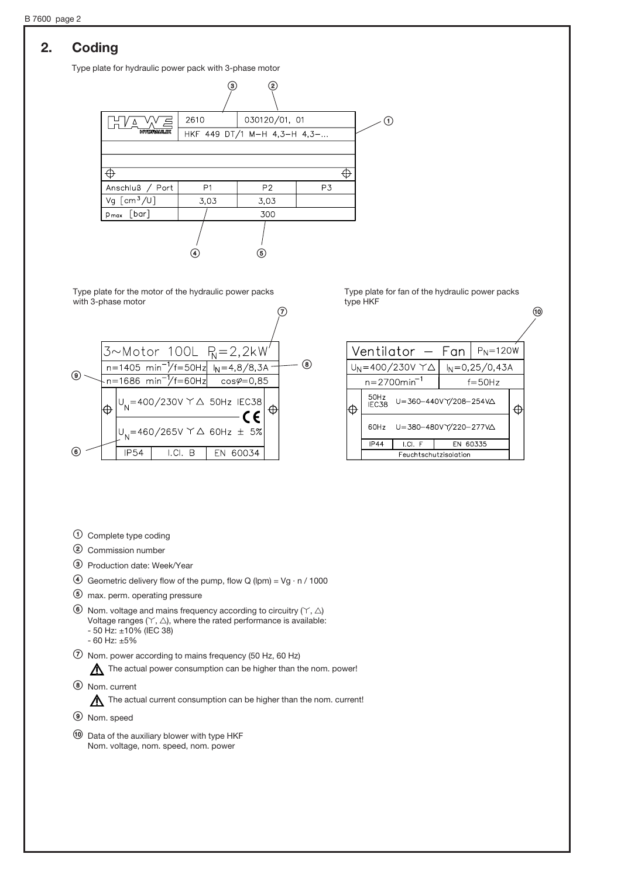## 2. Coding

Type plate for hydraulic power pack with 3-phase motor

| HAWE HYDRAULIK | 2610 ③ | 030120/01, 01 ② | |
|---|---|---|---|
| | HKF 449 DT/1 M-H 4,3-H 4,3-... ① | | |
| Anschluß / Port | P1 | P2 | P3 |
| Vg [cm³/U] | 3,03 ④ | 3,03 | |
| $p_{max}$ [bar] | | 300 ⑤ | |

Type plate for the motor of the hydraulic power packs with 3-phase motor

| 3~Motor 100L $P_N$=2,2kW ⑦ | |
|---|---|
| n=1405 min⁻¹/f=50Hz | $I_N$=4,8/8,3A ⑧ |
| n=1686 min⁻¹/f=60Hz ⑨ | cosφ=0,85 |
| $U_N$=400/230V Y△ 50Hz IEC38 | |
| $U_N$=460/265V Y△ 60Hz ± 5% ⑥ | |
| IP54 | I.Cl. B | EN 60034 |

Type plate for fan of the hydraulic power packs type HKF

| Ventilator – Fan | $P_N$=120W ⑩ |
|---|---|
| $U_N$=400/230V Y△ | $I_N$=0,25/0,43A |
| n=2700min⁻¹ | f=50Hz |
| 50Hz IEC38 | U=360–440VY/208–254V△ |
| 60Hz | U=380–480VY/220–277V△ |
| IP44 | I.Cl. F | EN 60335 |
| Feuchtschutzisolation | |

① Complete type coding

② Commission number

③ Production date: Week/Year

④ Geometric delivery flow of the pump, flow Q (lpm) = Vg · n / 1000

⑤ max. perm. operating pressure

⑥ Nom. voltage and mains frequency according to circuitry (Y, △)
Voltage ranges (Y, △), where the rated performance is available:
- 50 Hz: ±10% (IEC 38)
- 60 Hz: ±5%

⑦ Nom. power according to mains frequency (50 Hz, 60 Hz)

⚠ The actual power consumption can be higher than the nom. power!

⑧ Nom. current

⚠ The actual current consumption can be higher than the nom. current!

⑨ Nom. speed

⑩ Data of the auxiliary blower with type HKF
Nom. voltage, nom. speed, nom. power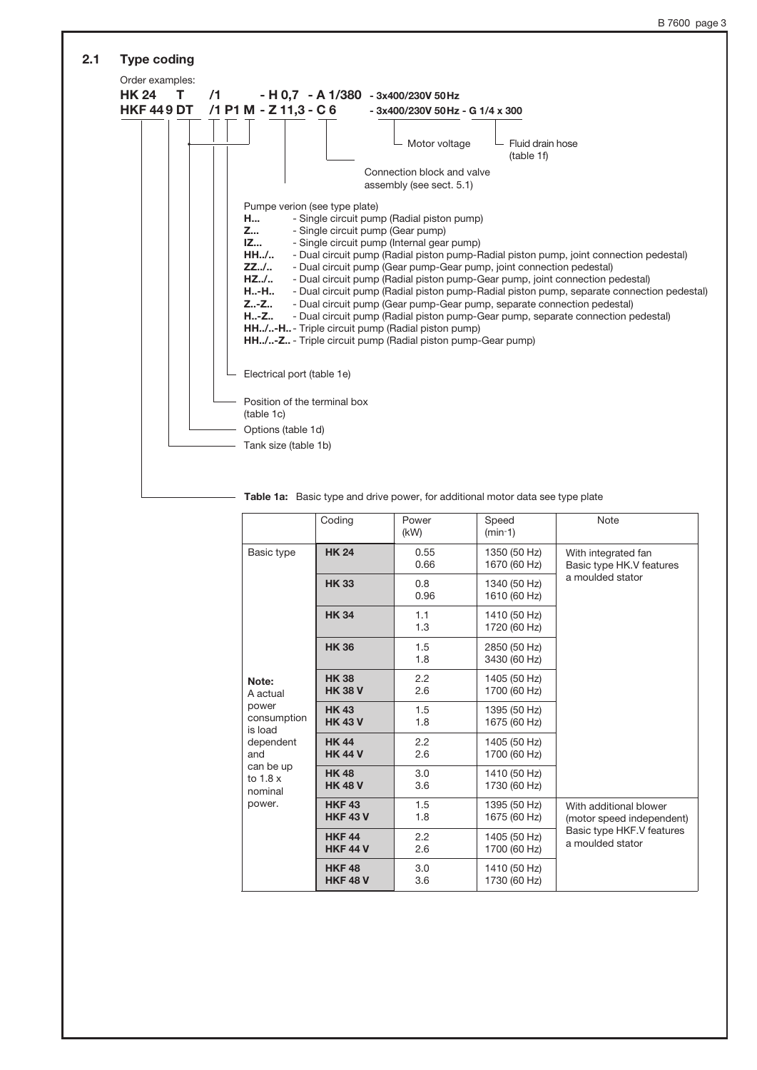## 2.1 Type coding

Order examples:

**HK 24 T /1 - H 0,7 - A 1/380** - 3x400/230V 50Hz

**HKF 44 9 DT /1 P1 M - Z 11,3 - C 6** - 3x400/230V 50Hz - G 1/4 x 300

- Motor voltage
- Fluid drain hose (table 1f)
- Connection block and valve assembly (see sect. 5.1)
- Pumpe verion (see type plate)
  - **H...** - Single circuit pump (Radial piston pump)
  - **Z...** - Single circuit pump (Gear pump)
  - **IZ...** - Single circuit pump (Internal gear pump)
  - **HH../..** - Dual circuit pump (Radial piston pump-Radial piston pump, joint connection pedestal)
  - **ZZ../..** - Dual circuit pump (Gear pump-Gear pump, joint connection pedestal)
  - **HZ../..** - Dual circuit pump (Radial piston pump-Gear pump, joint connection pedestal)
  - **H..-H..** - Dual circuit pump (Radial piston pump-Radial piston pump, separate connection pedestal)
  - **Z..-Z..** - Dual circuit pump (Gear pump-Gear pump, separate connection pedestal)
  - **H..-Z..** - Dual circuit pump (Radial piston pump-Gear pump, separate connection pedestal)
  - **HH../..-H..** - Triple circuit pump (Radial piston pump)
  - **HH../..-Z..** - Triple circuit pump (Radial piston pump-Gear pump)
- Electrical port (table 1e)
- Position of the terminal box (table 1c)
- Options (table 1d)
- Tank size (table 1b)

**Table 1a:** Basic type and drive power, for additional motor data see type plate

| | Coding | Power (kW) | Speed (min-1) | Note |
|---|---|---|---|---|
| Basic type | **HK 24** | 0.55<br>0.66 | 1350 (50 Hz)<br>1670 (60 Hz) | With integrated fan<br>Basic type HK.V features a moulded stator |
| | **HK 33** | 0.8<br>0.96 | 1340 (50 Hz)<br>1610 (60 Hz) | |
| | **HK 34** | 1.1<br>1.3 | 1410 (50 Hz)<br>1720 (60 Hz) | |
| | **HK 36** | 1.5<br>1.8 | 2850 (50 Hz)<br>3430 (60 Hz) | |
| **Note:**<br>A actual power consumption is load dependent and can be up to 1.8 x nominal power. | **HK 38**<br>**HK 38 V** | 2.2<br>2.6 | 1405 (50 Hz)<br>1700 (60 Hz) | |
| | **HK 43**<br>**HK 43 V** | 1.5<br>1.8 | 1395 (50 Hz)<br>1675 (60 Hz) | |
| | **HK 44**<br>**HK 44 V** | 2.2<br>2.6 | 1405 (50 Hz)<br>1700 (60 Hz) | |
| | **HK 48**<br>**HK 48 V** | 3.0<br>3.6 | 1410 (50 Hz)<br>1730 (60 Hz) | |
| | **HKF 43**<br>**HKF 43 V** | 1.5<br>1.8 | 1395 (50 Hz)<br>1675 (60 Hz) | With additional blower (motor speed independent)<br>Basic type HKF.V features a moulded stator |
| | **HKF 44**<br>**HKF 44 V** | 2.2<br>2.6 | 1405 (50 Hz)<br>1700 (60 Hz) | |
| | **HKF 48**<br>**HKF 48 V** | 3.0<br>3.6 | 1410 (50 Hz)<br>1730 (60 Hz) | |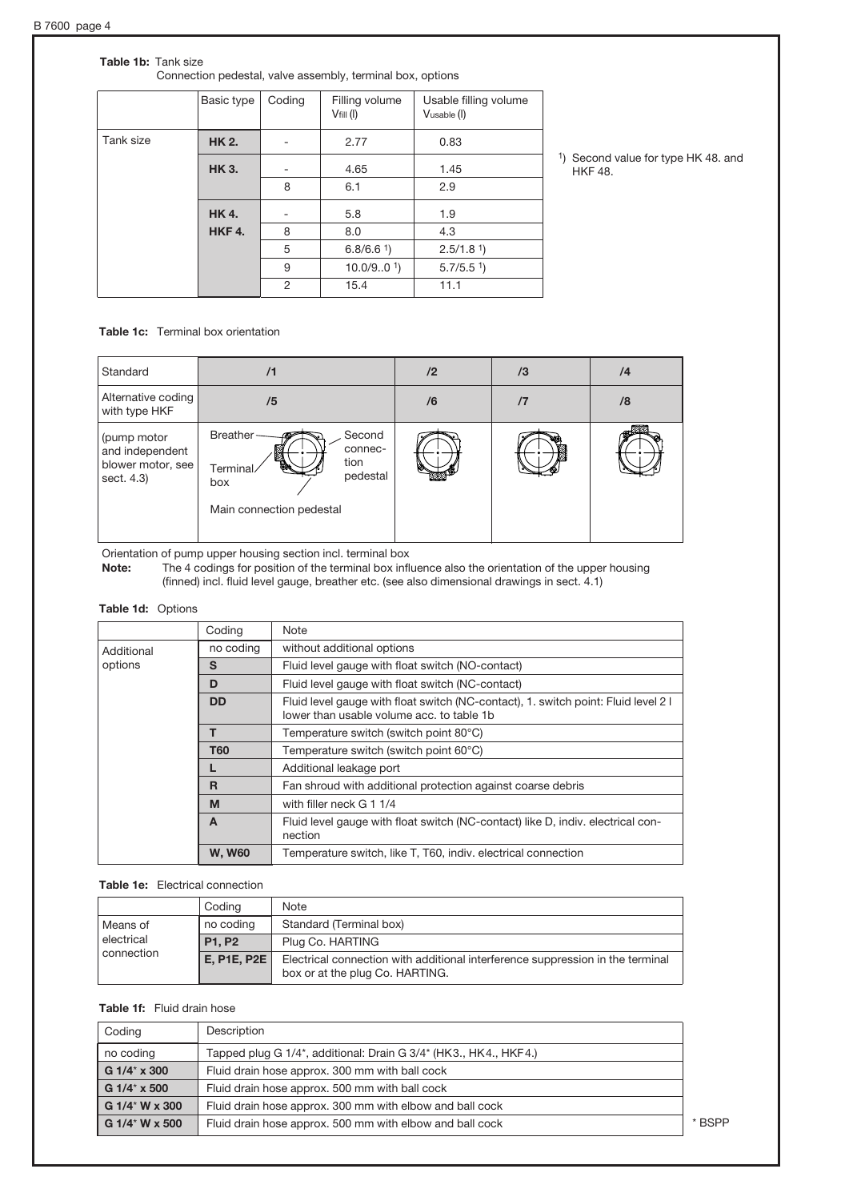**Table 1b:** Tank size
Connection pedestal, valve assembly, terminal box, options

| | Basic type | Coding | Filling volume $V_{fill}$ (l) | Usable filling volume $V_{usable}$ (l) |
|---|---|---|---|---|
| Tank size | **HK 2.** | - | 2.77 | 0.83 |
| | **HK 3.** | - | 4.65 | 1.45 |
| | | 8 | 6.1 | 2.9 |
| | **HK 4.** | - | 5.8 | 1.9 |
| | **HKF 4.** | 8 | 8.0 | 4.3 |
| | | 5 | 6.8/6.6 [1]) | 2.5/1.8 [1]) |
| | | 9 | 10.0/9..0 [1]) | 5.7/5.5 [1]) |
| | | 2 | 15.4 | 11.1 |

[1]) Second value for type HK 48. and HKF 48.

**Table 1c:** Terminal box orientation

| Standard | /1 | /2 | /3 | /4 |
|---|---|---|---|---|
| Alternative coding with type HKF | /5 | /6 | /7 | /8 |
| (pump motor and independent blower motor, see sect. 4.3) | Breather, Terminal box, Second connection pedestal, Main connection pedestal | | | |

Orientation of pump upper housing section incl. terminal box

**Note:** The 4 codings for position of the terminal box influence also the orientation of the upper housing (finned) incl. fluid level gauge, breather etc. (see also dimensional drawings in sect. 4.1)

**Table 1d:** Options

| | Coding | Note |
|---|---|---|
| Additional options | no coding | without additional options |
| | **S** | Fluid level gauge with float switch (NO-contact) |
| | **D** | Fluid level gauge with float switch (NC-contact) |
| | **DD** | Fluid level gauge with float switch (NC-contact), 1. switch point: Fluid level 2 l lower than usable volume acc. to table 1b |
| | **T** | Temperature switch (switch point 80°C) |
| | **T60** | Temperature switch (switch point 60°C) |
| | **L** | Additional leakage port |
| | **R** | Fan shroud with additional protection against coarse debris |
| | **M** | with filler neck G 1 1/4 |
| | **A** | Fluid level gauge with float switch (NC-contact) like D, indiv. electrical connection |
| | **W, W60** | Temperature switch, like T, T60, indiv. electrical connection |

**Table 1e:** Electrical connection

| | Coding | Note |
|---|---|---|
| Means of electrical connection | no coding | Standard (Terminal box) |
| | **P1, P2** | Plug Co. HARTING |
| | **E, P1E, P2E** | Electrical connection with additional interference suppression in the terminal box or at the plug Co. HARTING. |

**Table 1f:** Fluid drain hose

| Coding | Description |
|---|---|
| no coding | Tapped plug G 1/4*, additional: Drain G 3/4* (HK3., HK4., HKF4.) |
| **G 1/4* x 300** | Fluid drain hose approx. 300 mm with ball cock |
| **G 1/4* x 500** | Fluid drain hose approx. 500 mm with ball cock |
| **G 1/4* W x 300** | Fluid drain hose approx. 300 mm with elbow and ball cock |
| **G 1/4* W x 500** | Fluid drain hose approx. 500 mm with elbow and ball cock |

* BSPP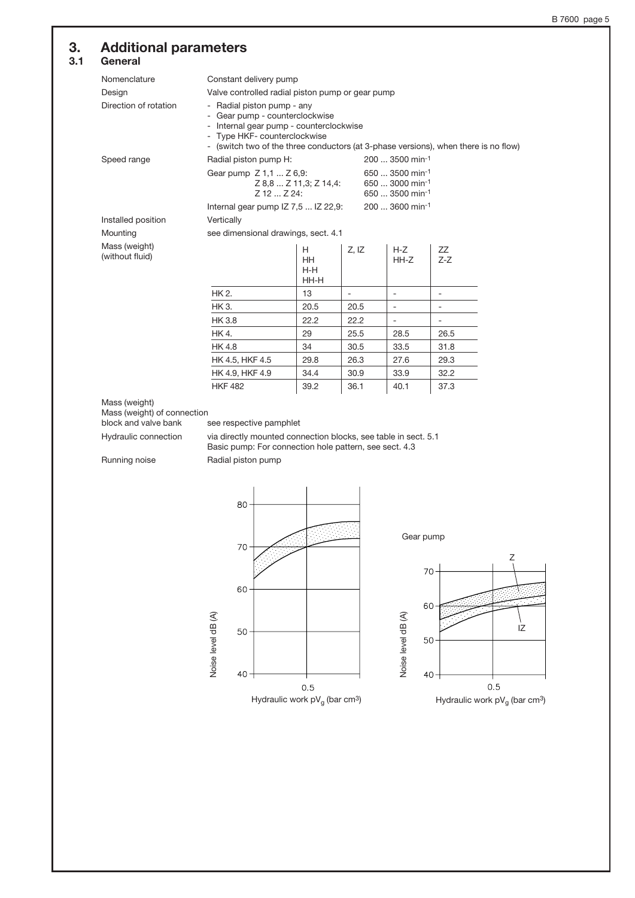# 3. Additional parameters

## 3.1 General

**Nomenclature**
Constant delivery pump

**Design**
Valve controlled radial piston pump or gear pump

**Direction of rotation**
- Radial piston pump - any
- Gear pump - counterclockwise
- Internal gear pump - counterclockwise
- Type HKF- counterclockwise
- (switch two of the three conductors (at 3-phase versions), when there is no flow)

**Speed range**

| | |
|---|---|
| Radial piston pump H: | 200 ... 3500 min$^{-1}$ |
| Gear pump Z 1,1 ... Z 6,9: | 650 ... 3500 min$^{-1}$ |
| Z 8,8 ... Z 11,3; Z 14,4: | 650 ... 3000 min$^{-1}$ |
| Z 12 ... Z 24: | 650 ... 3500 min$^{-1}$ |
| Internal gear pump IZ 7,5 ... IZ 22,9: | 200 ... 3600 min$^{-1}$ |

**Installed position**
Vertically

**Mounting**
see dimensional drawings, sect. 4.1

**Mass (weight) (without fluid)**

| | H HH H-H HH-H | Z, IZ | H-Z HH-Z | ZZ Z-Z |
|---|---|---|---|---|
| HK 2. | 13 | - | - | - |
| HK 3. | 20.5 | 20.5 | - | - |
| HK 3.8 | 22.2 | 22.2 | - | - |
| HK 4. | 29 | 25.5 | 28.5 | 26.5 |
| HK 4.8 | 34 | 30.5 | 33.5 | 31.8 |
| HK 4.5, HKF 4.5 | 29.8 | 26.3 | 27.6 | 29.3 |
| HK 4.9, HKF 4.9 | 34.4 | 30.9 | 33.9 | 32.2 |
| HKF 482 | 39.2 | 36.1 | 40.1 | 37.3 |

**Mass (weight)**
**Mass (weight) of connection block and valve bank**
see respective pamphlet

**Hydraulic connection**
via directly mounted connection blocks, see table in sect. 5.1
Basic pump: For connection hole pattern, see sect. 4.3

**Running noise**
Radial piston pump

Noise level dB (A) — Hydraulic work $pV_g$ (bar cm³)

Gear pump (Z, IZ)

Noise level dB (A) — Hydraulic work $pV_g$ (bar cm³)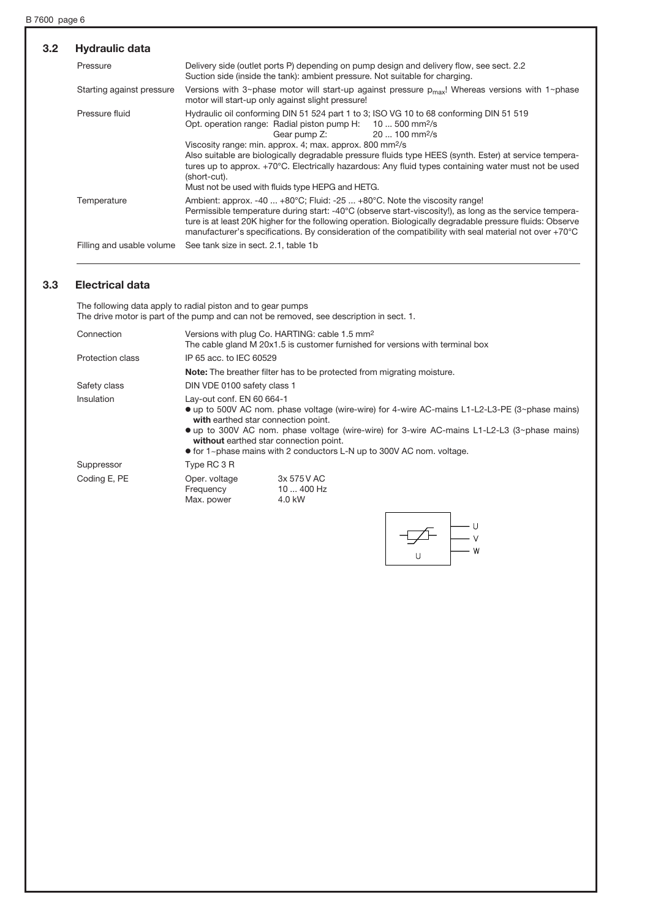## 3.2 Hydraulic data

| | |
|---|---|
| Pressure | Delivery side (outlet ports P) depending on pump design and delivery flow, see sect. 2.2<br>Suction side (inside the tank): ambient pressure. Not suitable for charging. |
| Starting against pressure | Versions with 3~phase motor will start-up against pressure $p_{max}$! Whereas versions with 1~phase motor will start-up only against slight pressure! |
| Pressure fluid | Hydraulic oil conforming DIN 51 524 part 1 to 3; ISO VG 10 to 68 conforming DIN 51 519<br>Opt. operation range: Radial piston pump H: 10 ... 500 mm²/s<br>Gear pump Z: 20 ... 100 mm²/s<br>Viscosity range: min. approx. 4; max. approx. 800 mm²/s<br>Also suitable are biologically degradable pressure fluids type HEES (synth. Ester) at service temperatures up to approx. +70°C. Electrically hazardous: Any fluid types containing water must not be used (short-cut).<br>Must not be used with fluids type HEPG and HETG. |
| Temperature | Ambient: approx. -40 ... +80°C; Fluid: -25 ... +80°C. Note the viscosity range!<br>Permissible temperature during start: -40°C (observe start-viscosity!), as long as the service temperature is at least 20K higher for the following operation. Biologically degradable pressure fluids: Observe manufacturer's specifications. By consideration of the compatibility with seal material not over +70°C |
| Filling and usable volume | See tank size in sect. 2.1, table 1b |

## 3.3 Electrical data

The following data apply to radial piston and to gear pumps
The drive motor is part of the pump and can not be removed, see description in sect. 1.

| | |
|---|---|
| Connection | Versions with plug Co. HARTING: cable 1.5 mm²<br>The cable gland M 20x1.5 is customer furnished for versions with terminal box |
| Protection class | IP 65 acc. to IEC 60529<br>**Note:** The breather filter has to be protected from migrating moisture. |
| Safety class | DIN VDE 0100 safety class 1 |
| Insulation | Lay-out conf. EN 60 664-1<br>● up to 500V AC nom. phase voltage (wire-wire) for 4-wire AC-mains L1-L2-L3-PE (3~phase mains) **with** earthed star connection point.<br>● up to 300V AC nom. phase voltage (wire-wire) for 3-wire AC-mains L1-L2-L3 (3~phase mains) **without** earthed star connection point.<br>● for 1~phase mains with 2 conductors L-N up to 300V AC nom. voltage. |
| Suppressor | Type RC 3 R |
| Coding E, PE | Oper. voltage 3x 575 V AC<br>Frequency 10 ... 400 Hz<br>Max. power 4.0 kW |

U V W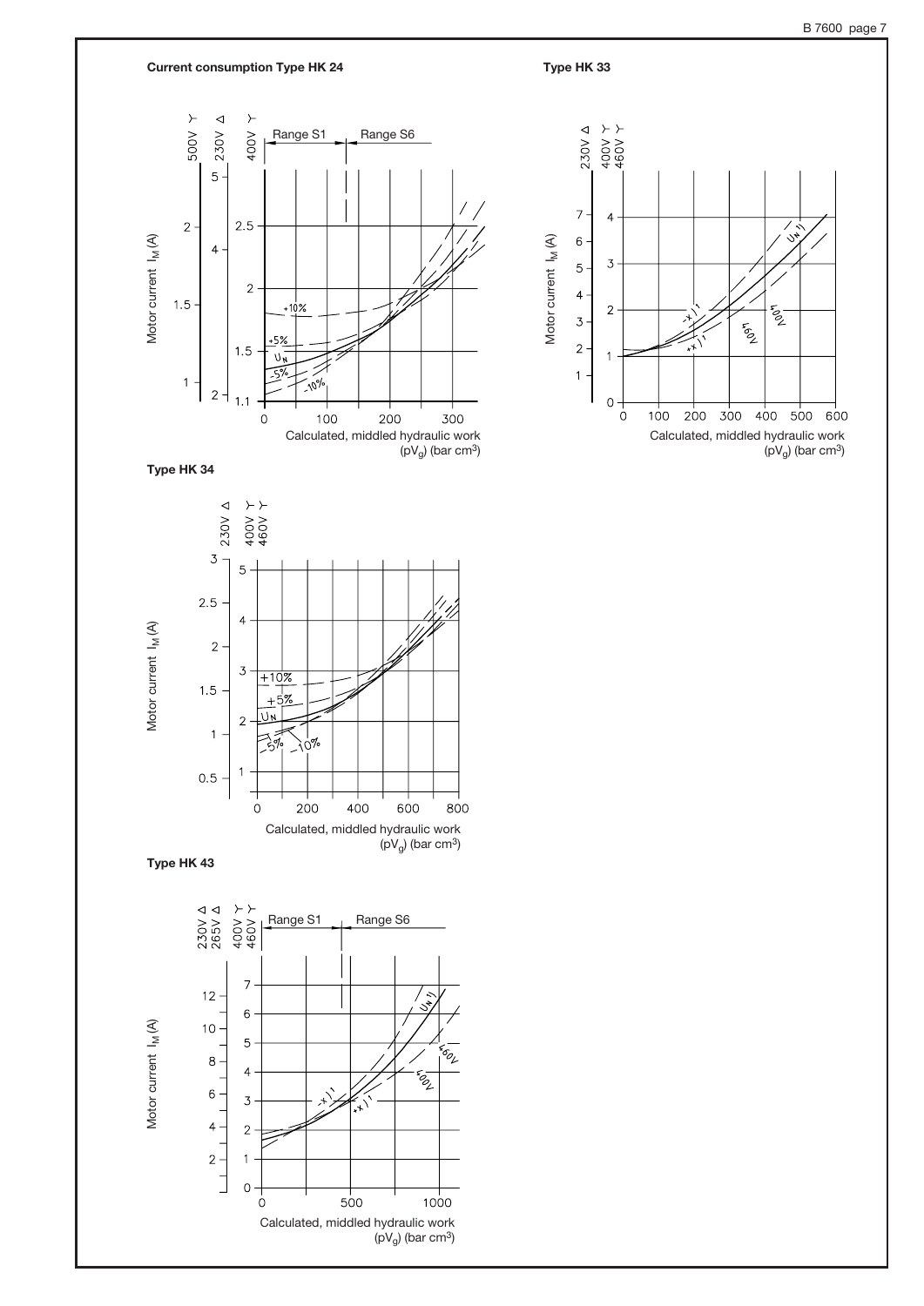#### Current consumption Type HK 24

500V Y | 230V Δ | 400V Y

Range S1 | Range S6

Motor current $I_M$ (A)

+10%, +5%, $U_N$, -5%, -10%

Calculated, middled hydraulic work ($pV_g$) (bar cm³)

#### Type HK 33

230V Δ | 400V Y | 460V Y

Motor current $I_M$ (A)

$U_N$ 1), -x 1), +x 1), 460V, 400V

Calculated, middled hydraulic work ($pV_g$) (bar cm³)

#### Type HK 34

230V Δ | 400V Y | 460V Y

Motor current $I_M$ (A)

+10%, +5%, $U_N$, -5%, -10%

Calculated, middled hydraulic work ($pV_g$) (bar cm³)

#### Type HK 43

230V Δ | 265V Δ | 400V Y | 460V Y

Range S1 | Range S6

Motor current $I_M$ (A)

$U_N$ 1), -x 1), +x 1), 460V, 400V

Calculated, middled hydraulic work ($pV_g$) (bar cm³)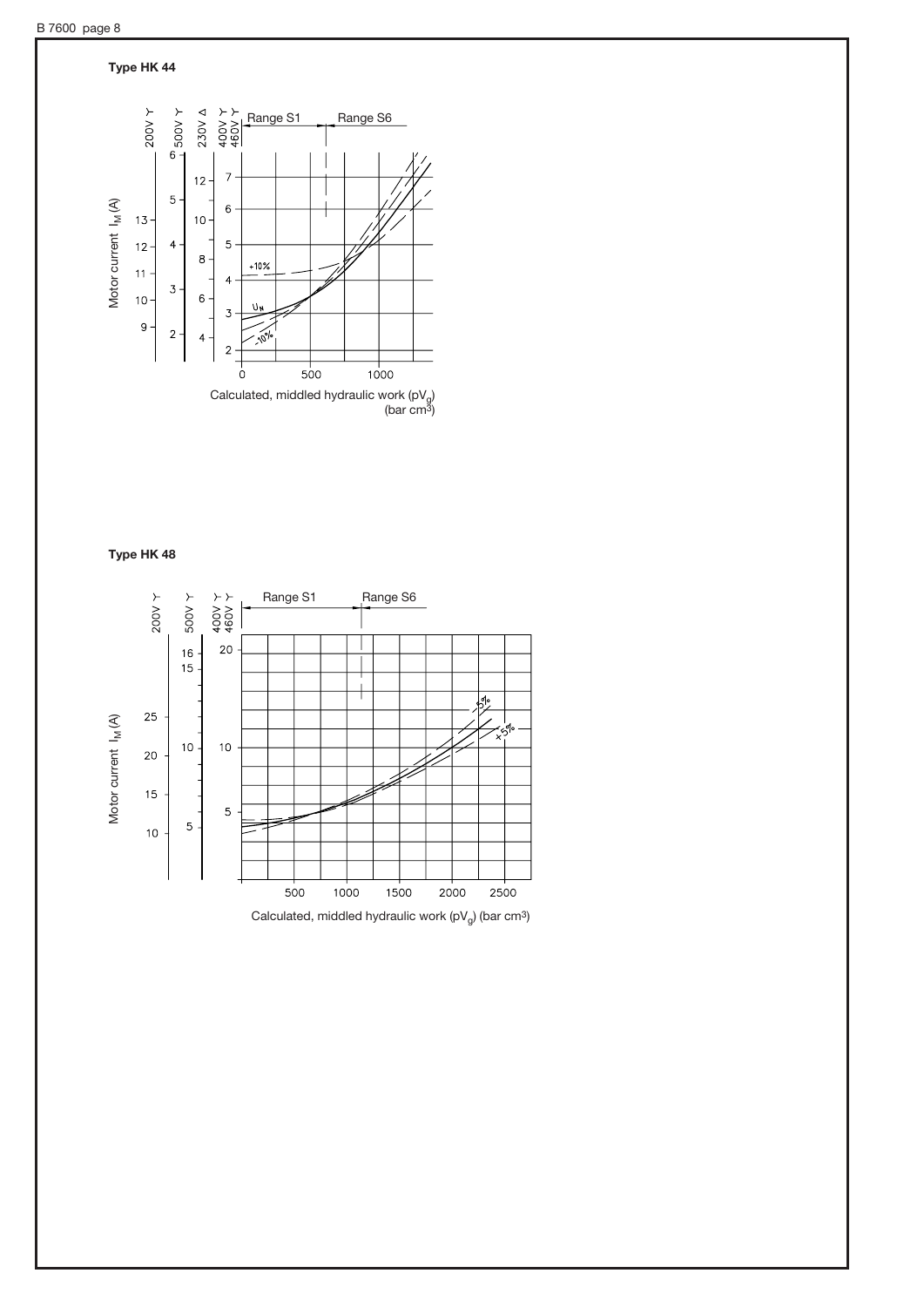**Type HK 44**

**Type HK 48**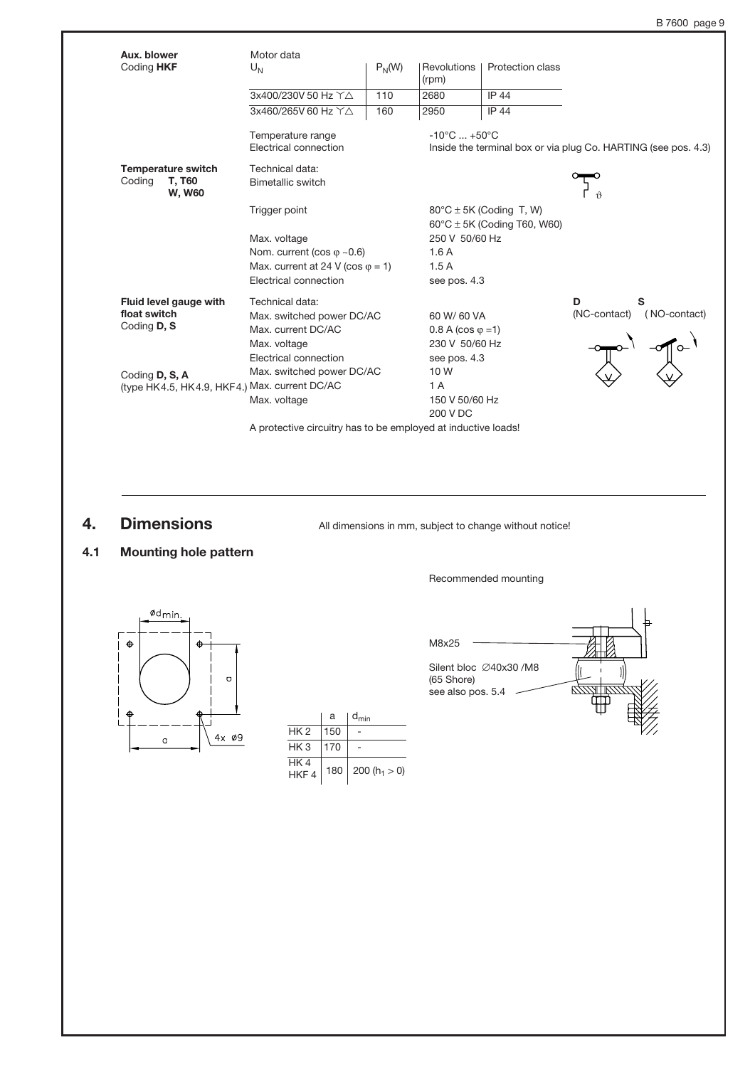**Aux. blower**
Coding **HKF**

Motor data

| $U_N$ | $P_N$(W) | Revolutions (rpm) | Protection class |
|---|---|---|---|
| 3x400/230V 50 Hz ⋎△ | 110 | 2680 | IP 44 |
| 3x460/265V 60 Hz ⋎△ | 160 | 2950 | IP 44 |

Temperature range: -10°C ... +50°C
Electrical connection: Inside the terminal box or via plug Co. HARTING (see pos. 4.3)

**Temperature switch**
Coding **T, T60**
**W, W60**

Technical data:
Bimetallic switch

Trigger point: 80°C ± 5K (Coding T, W)
60°C ± 5K (Coding T60, W60)
Max. voltage: 250 V 50/60 Hz
Nom. current (cos φ ~0.6): 1.6 A
Max. current at 24 V (cos φ = 1): 1.5 A
Electrical connection: see pos. 4.3

**Fluid level gauge with float switch**
Coding **D, S**

Technical data:
Max. switched power DC/AC: 60 W/ 60 VA
Max. current DC/AC: 0.8 A (cos φ =1)
Max. voltage: 230 V 50/60 Hz
Electrical connection: see pos. 4.3

**D** (NC-contact) **S** (NO-contact)

Coding **D, S, A**
(type HK4.5, HK4.9, HKF4.)
Max. switched power DC/AC: 10 W
Max. current DC/AC: 1 A
Max. voltage: 150 V 50/60 Hz
200 V DC

A protective circuitry has to be employed at inductive loads!

# 4. Dimensions

All dimensions in mm, subject to change without notice!

## 4.1 Mounting hole pattern

ød min.
a
a
4x ø9

| | a | $d_{min}$ |
|---|---|---|
| HK 2 | 150 | - |
| HK 3 | 170 | - |
| HK 4 HKF 4 | 180 | 200 ($h_1 > 0$) |

Recommended mounting

M8x25

Silent bloc ∅40x30 /M8 (65 Shore)
see also pos. 5.4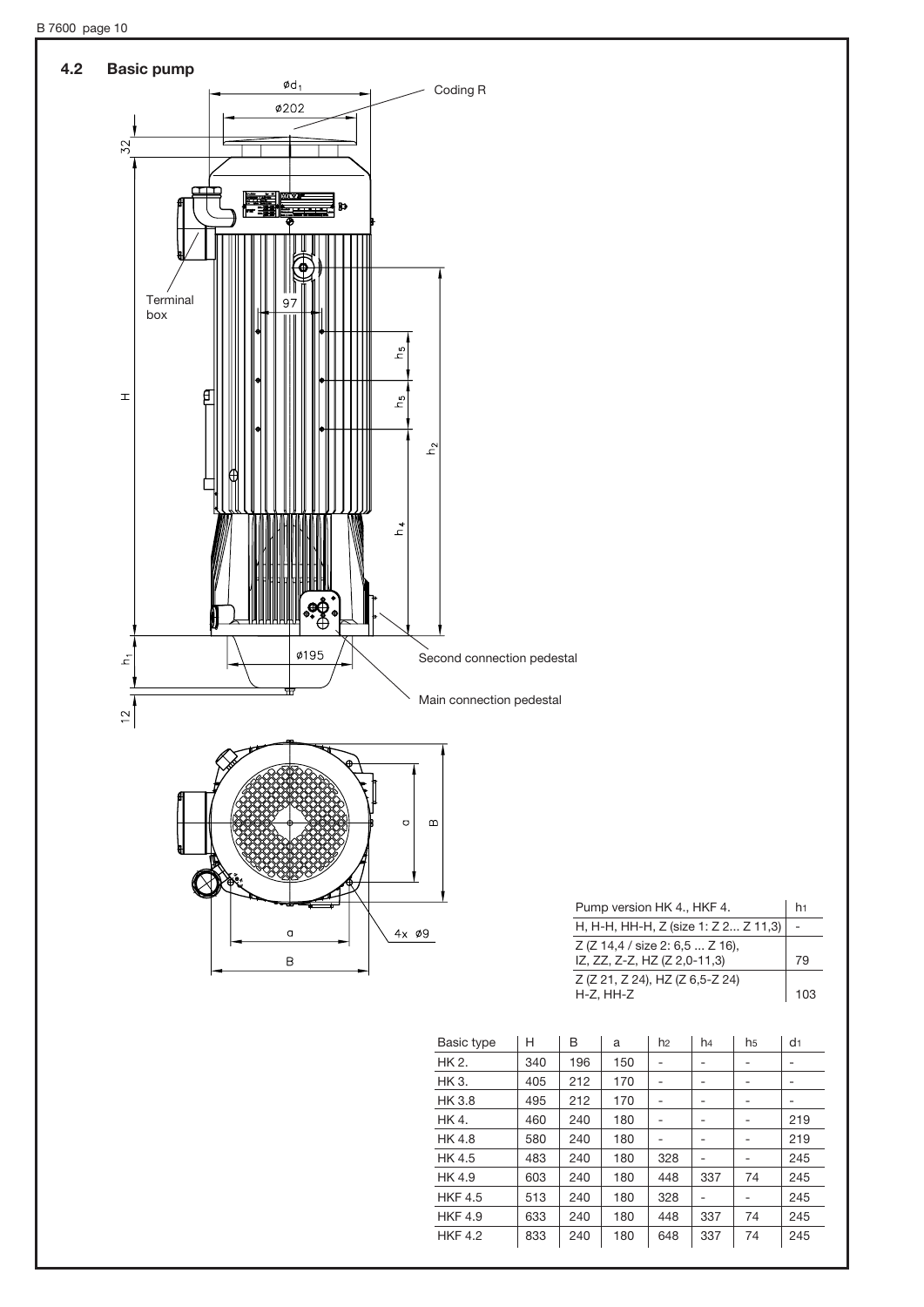## 4.2 Basic pump

Coding R

Terminal box

Second connection pedestal

Main connection pedestal

| Pump version HK 4., HKF 4. | $h_1$ |
|---|---|
| H, H-H, HH-H, Z (size 1: Z 2... Z 11,3) | - |
| Z (Z 14,4 / size 2: 6,5 ... Z 16), IZ, ZZ, Z-Z, HZ (Z 2,0-11,3) | 79 |
| Z (Z 21, Z 24), HZ (Z 6,5-Z 24) H-Z, HH-Z | 103 |

| Basic type | H | B | a | $h_2$ | $h_4$ | $h_5$ | $d_1$ |
|---|---|---|---|---|---|---|---|
| HK 2. | 340 | 196 | 150 | - | - | - | - |
| HK 3. | 405 | 212 | 170 | - | - | - | - |
| HK 3.8 | 495 | 212 | 170 | - | - | - | - |
| HK 4. | 460 | 240 | 180 | - | - | - | 219 |
| HK 4.8 | 580 | 240 | 180 | - | - | - | 219 |
| HK 4.5 | 483 | 240 | 180 | 328 | - | - | 245 |
| HK 4.9 | 603 | 240 | 180 | 448 | 337 | 74 | 245 |
| HKF 4.5 | 513 | 240 | 180 | 328 | - | - | 245 |
| HKF 4.9 | 633 | 240 | 180 | 448 | 337 | 74 | 245 |
| HKF 4.2 | 833 | 240 | 180 | 648 | 337 | 74 | 245 |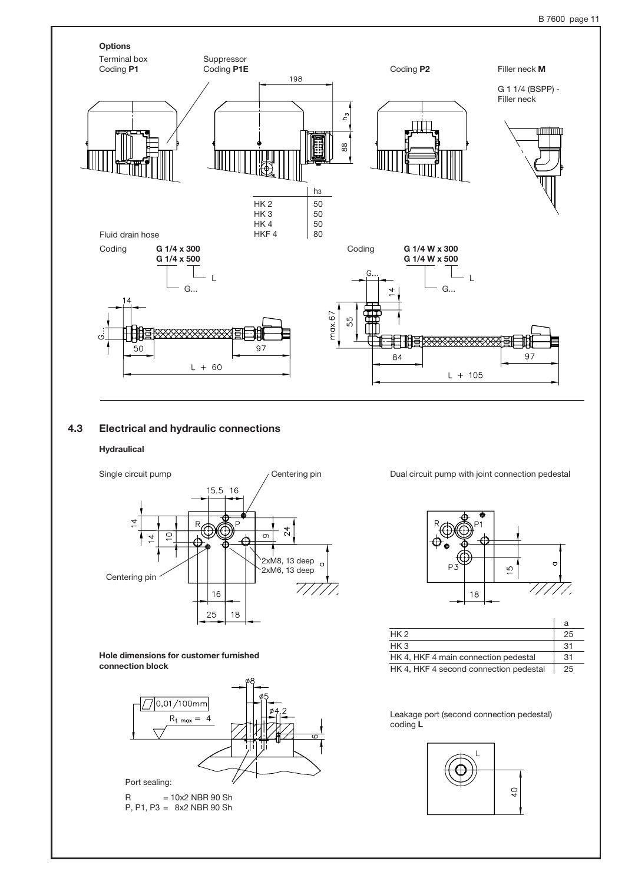**Options**

Terminal box
Coding **P1**

Suppressor
Coding **P1E**

Coding **P2**

Filler neck **M**

G 1 1/4 (BSPP) -
Filler neck

| | h3 |
|---|---|
| HK 2 | 50 |
| HK 3 | 50 |
| HK 4 | 50 |
| HKF 4 | 80 |

Fluid drain hose

Coding **G 1/4 x 300**
**G 1/4 x 500**

Coding **G 1/4 W x 300**
**G 1/4 W x 500**

## 4.3 Electrical and hydraulic connections

### Hydraulical

Single circuit pump

Dual circuit pump with joint connection pedestal

| | a |
|---|---|
| HK 2 | 25 |
| HK 3 | 31 |
| HK 4, HKF 4 main connection pedestal | 31 |
| HK 4, HKF 4 second connection pedestal | 25 |

**Hole dimensions for customer furnished connection block**

Port sealing:

R = 10x2 NBR 90 Sh
P, P1, P3 = 8x2 NBR 90 Sh

Leakage port (second connection pedestal)
coding **L**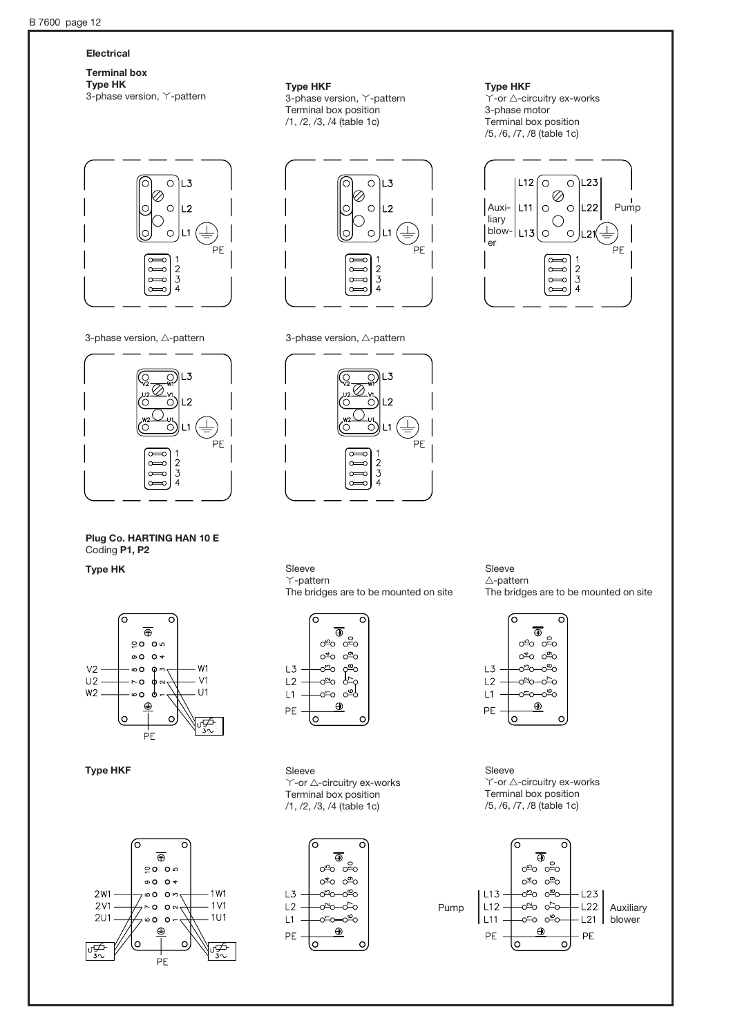## Electrical

**Terminal box**

**Type HK**
3-phase version, Y-pattern

**Type HKF**
3-phase version, Y-pattern
Terminal box position
/1, /2, /3, /4 (table 1c)

**Type HKF**
Y-or △-circuitry ex-works
3-phase motor
Terminal box position
/5, /6, /7, /8 (table 1c)

3-phase version, △-pattern

3-phase version, △-pattern

**Plug Co. HARTING HAN 10 E**
Coding **P1, P2**

**Type HK**

Sleeve
Y-pattern
The bridges are to be mounted on site

Sleeve
△-pattern
The bridges are to be mounted on site

**Type HKF**

Sleeve
Y-or △-circuitry ex-works
Terminal box position
/1, /2, /3, /4 (table 1c)

Sleeve
Y-or △-circuitry ex-works
Terminal box position
/5, /6, /7, /8 (table 1c)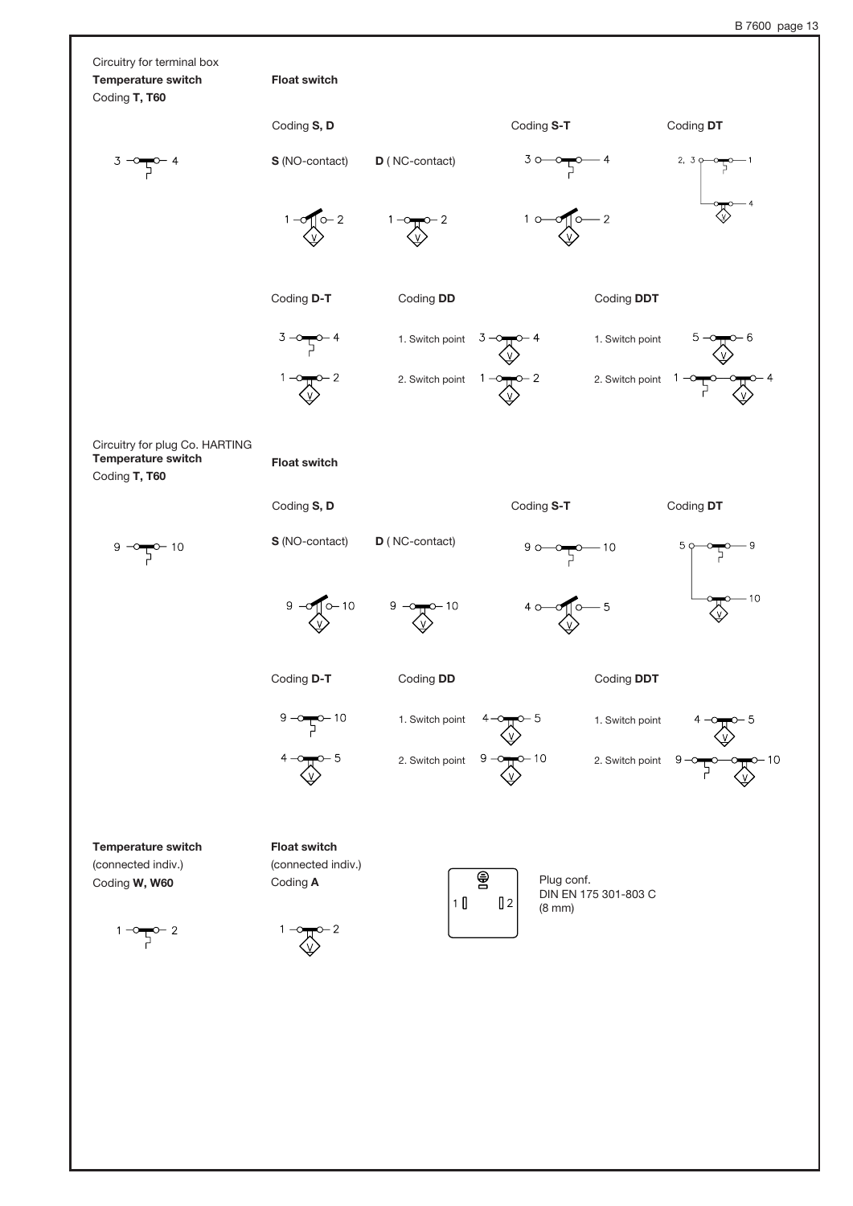Circuitry for terminal box

**Temperature switch**

Coding **T, T60**

3 — 4

**Float switch**

Coding **S, D**

**S** (NO-contact)

1 — 2

**D** ( NC-contact)

1 — 2

Coding **S-T**

3 — 4

1 — 2

Coding **DT**

2, 3 — 1

— 4

Coding **D-T**

3 — 4

1 — 2

Coding **DD**

1. Switch point 3 — 4

2. Switch point 1 — 2

Coding **DDT**

1. Switch point 5 — 6

2. Switch point 1 — 4

Circuitry for plug Co. HARTING

**Temperature switch**

Coding **T, T60**

9 — 10

**Float switch**

Coding **S, D**

**S** (NO-contact)

9 — 10

**D** ( NC-contact)

9 — 10

Coding **S-T**

9 — 10

4 — 5

Coding **DT**

5 — 9

— 10

Coding **D-T**

9 — 10

4 — 5

Coding **DD**

1. Switch point 4 — 5

2. Switch point 9 — 10

Coding **DDT**

1. Switch point 4 — 5

2. Switch point 9 — 10

**Temperature switch**

(connected indiv.)

Coding **W, W60**

1 — 2

**Float switch**

(connected indiv.)

Coding **A**

1 — 2

1 2

Plug conf.
DIN EN 175 301-803 C
(8 mm)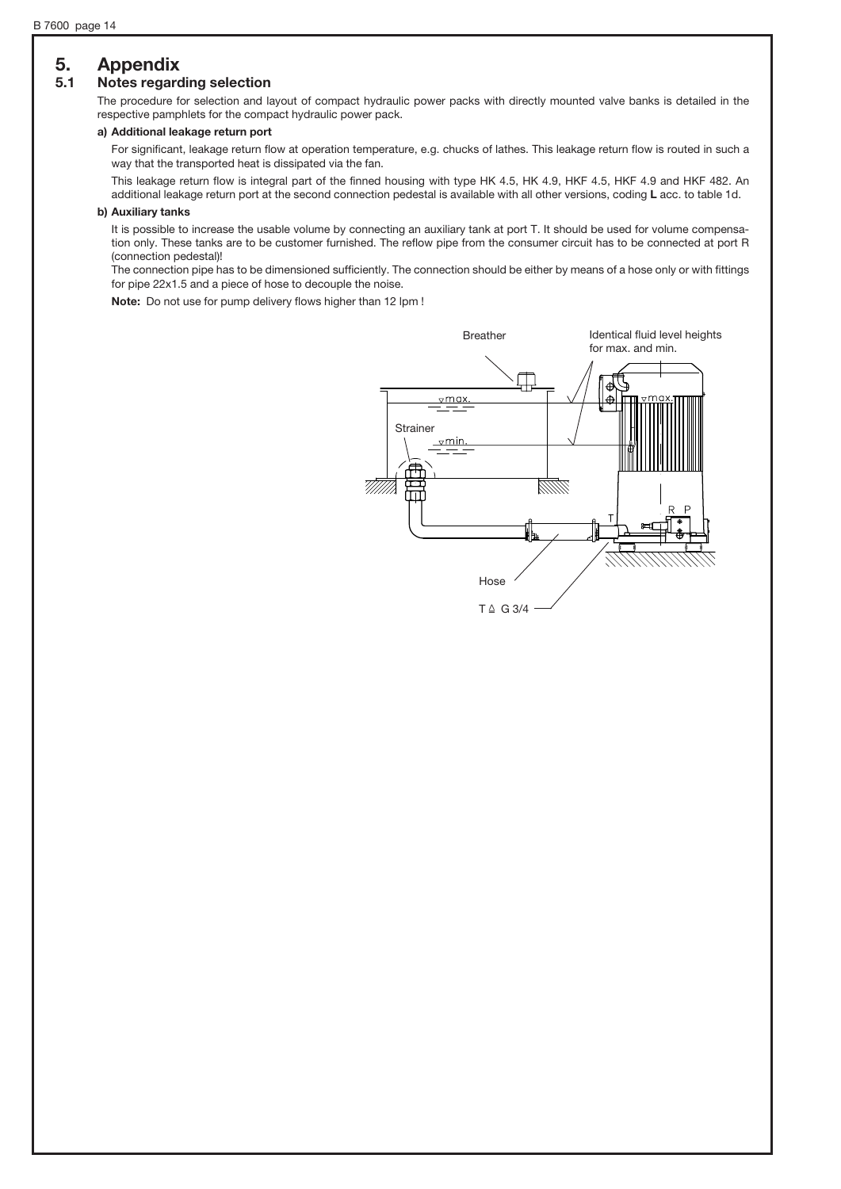# 5. Appendix

## 5.1 Notes regarding selection

The procedure for selection and layout of compact hydraulic power packs with directly mounted valve banks is detailed in the respective pamphlets for the compact hydraulic power pack.

**a) Additional leakage return port**

For significant, leakage return flow at operation temperature, e.g. chucks of lathes. This leakage return flow is routed in such a way that the transported heat is dissipated via the fan.

This leakage return flow is integral part of the finned housing with type HK 4.5, HK 4.9, HKF 4.5, HKF 4.9 and HKF 482. An additional leakage return port at the second connection pedestal is available with all other versions, coding **L** acc. to table 1d.

**b) Auxiliary tanks**

It is possible to increase the usable volume by connecting an auxiliary tank at port T. It should be used for volume compensation only. These tanks are to be customer furnished. The reflow pipe from the consumer circuit has to be connected at port R (connection pedestal)!

The connection pipe has to be dimensioned sufficiently. The connection should be either by means of a hose only or with fittings for pipe 22x1.5 and a piece of hose to decouple the noise.

**Note:** Do not use for pump delivery flows higher than 12 lpm !

Breather

Identical fluid level heights for max. and min.

Strainer

Hose

T ≙ G 3/4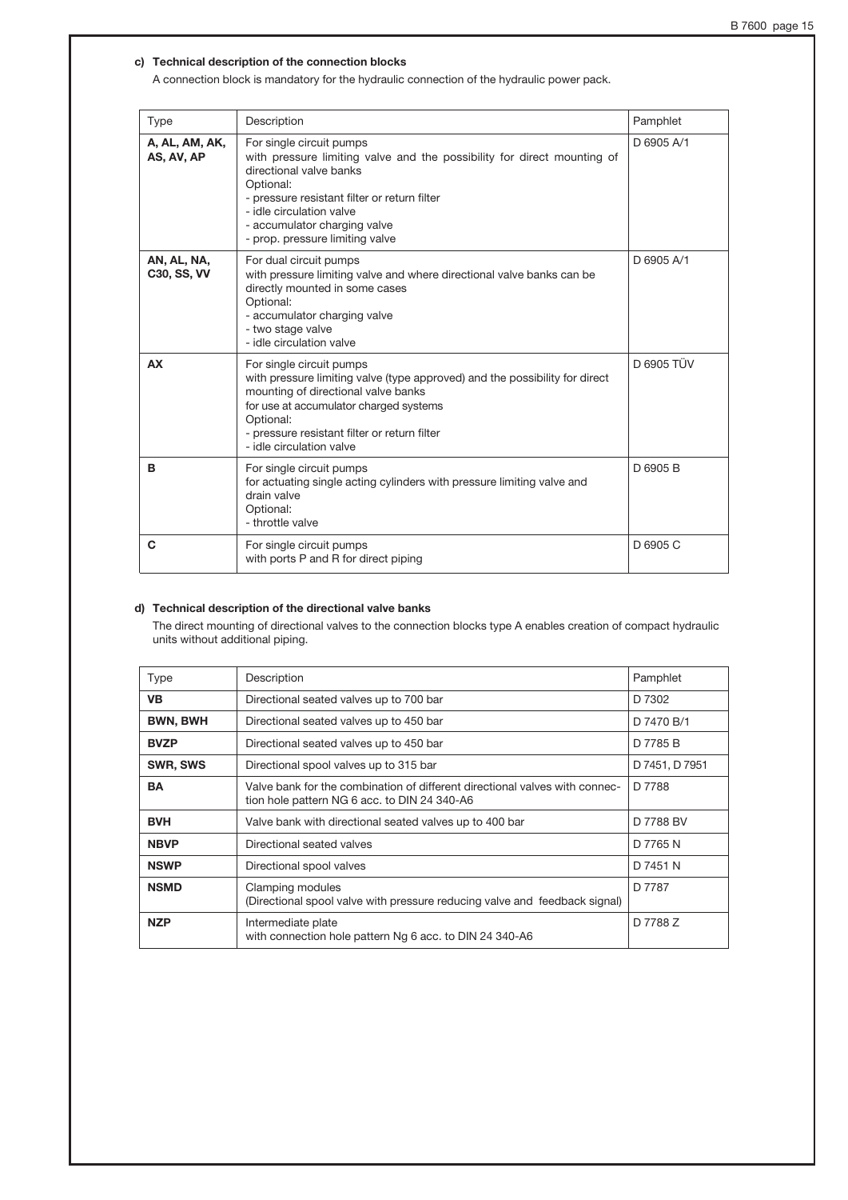### c) Technical description of the connection blocks

A connection block is mandatory for the hydraulic connection of the hydraulic power pack.

| Type | Description | Pamphlet |
|---|---|---|
| **A, AL, AM, AK, AS, AV, AP** | For single circuit pumps<br>with pressure limiting valve and the possibility for direct mounting of directional valve banks<br>Optional:<br>- pressure resistant filter or return filter<br>- idle circulation valve<br>- accumulator charging valve<br>- prop. pressure limiting valve | D 6905 A/1 |
| **AN, AL, NA, C30, SS, VV** | For dual circuit pumps<br>with pressure limiting valve and where directional valve banks can be directly mounted in some cases<br>Optional:<br>- accumulator charging valve<br>- two stage valve<br>- idle circulation valve | D 6905 A/1 |
| **AX** | For single circuit pumps<br>with pressure limiting valve (type approved) and the possibility for direct mounting of directional valve banks<br>for use at accumulator charged systems<br>Optional:<br>- pressure resistant filter or return filter<br>- idle circulation valve | D 6905 TÜV |
| **B** | For single circuit pumps<br>for actuating single acting cylinders with pressure limiting valve and drain valve<br>Optional:<br>- throttle valve | D 6905 B |
| **C** | For single circuit pumps<br>with ports P and R for direct piping | D 6905 C |

### d) Technical description of the directional valve banks

The direct mounting of directional valves to the connection blocks type A enables creation of compact hydraulic units without additional piping.

| Type | Description | Pamphlet |
|---|---|---|
| **VB** | Directional seated valves up to 700 bar | D 7302 |
| **BWN, BWH** | Directional seated valves up to 450 bar | D 7470 B/1 |
| **BVZP** | Directional seated valves up to 450 bar | D 7785 B |
| **SWR, SWS** | Directional spool valves up to 315 bar | D 7451, D 7951 |
| **BA** | Valve bank for the combination of different directional valves with connection hole pattern NG 6 acc. to DIN 24 340-A6 | D 7788 |
| **BVH** | Valve bank with directional seated valves up to 400 bar | D 7788 BV |
| **NBVP** | Directional seated valves | D 7765 N |
| **NSWP** | Directional spool valves | D 7451 N |
| **NSMD** | Clamping modules<br>(Directional spool valve with pressure reducing valve and feedback signal) | D 7787 |
| **NZP** | Intermediate plate<br>with connection hole pattern Ng 6 acc. to DIN 24 340-A6 | D 7788 Z |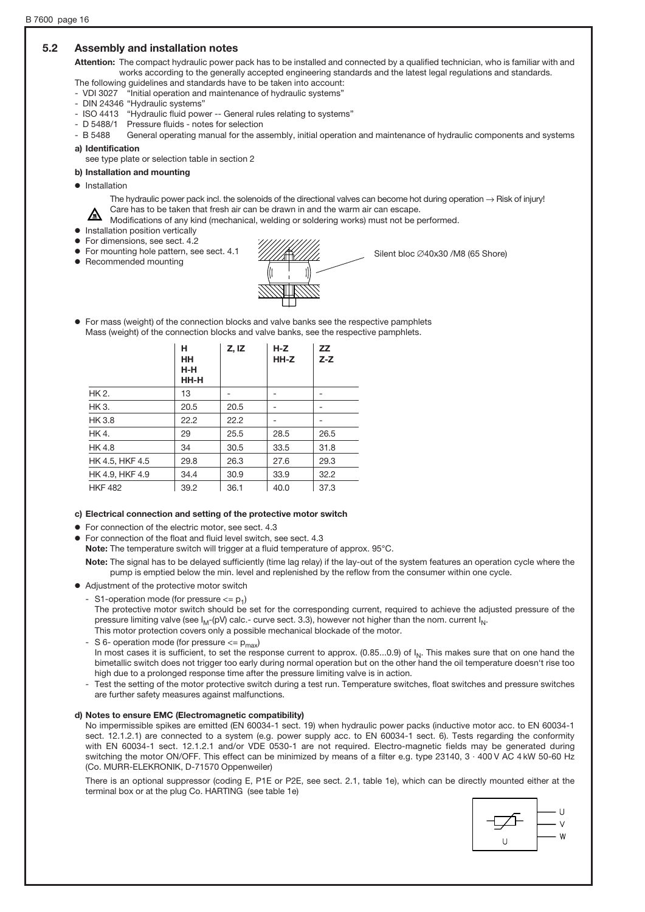## 5.2 Assembly and installation notes

**Attention:** The compact hydraulic power pack has to be installed and connected by a qualified technician, who is familiar with and works according to the generally accepted engineering standards and the latest legal regulations and standards.

The following guidelines and standards have to be taken into account:

- VDI 3027 "Initial operation and maintenance of hydraulic systems"
- DIN 24346 "Hydraulic systems"
- ISO 4413 "Hydraulic fluid power -- General rules relating to systems"
- D 5488/1 Pressure fluids - notes for selection
- B 5488 General operating manual for the assembly, initial operation and maintenance of hydraulic components and systems

**a) Identification**

see type plate or selection table in section 2

**b) Installation and mounting**

- Installation

  The hydraulic power pack incl. the solenoids of the directional valves can become hot during operation → Risk of injury!
  Care has to be taken that fresh air can be drawn in and the warm air can escape.
  Modifications of any kind (mechanical, welding or soldering works) must not be performed.

- Installation position vertically
- For dimensions, see sect. 4.2
- For mounting hole pattern, see sect. 4.1
- Recommended mounting

  Silent bloc ∅40x30 /M8 (65 Shore)

- For mass (weight) of the connection blocks and valve banks see the respective pamphlets
  Mass (weight) of the connection blocks and valve banks, see the respective pamphlets.

| | H<br>HH<br>H-H<br>HH-H | Z, IZ | H-Z<br>HH-Z | ZZ<br>Z-Z |
|---|---|---|---|---|
| HK 2. | 13 | - | - | - |
| HK 3. | 20.5 | 20.5 | - | - |
| HK 3.8 | 22.2 | 22.2 | - | - |
| HK 4. | 29 | 25.5 | 28.5 | 26.5 |
| HK 4.8 | 34 | 30.5 | 33.5 | 31.8 |
| HK 4.5, HKF 4.5 | 29.8 | 26.3 | 27.6 | 29.3 |
| HK 4.9, HKF 4.9 | 34.4 | 30.9 | 33.9 | 32.2 |
| HKF 482 | 39.2 | 36.1 | 40.0 | 37.3 |

**c) Electrical connection and setting of the protective motor switch**

- For connection of the electric motor, see sect. 4.3
- For connection of the float and fluid level switch, see sect. 4.3

  **Note:** The temperature switch will trigger at a fluid temperature of approx. 95°C.

  **Note:** The signal has to be delayed sufficiently (time lag relay) if the lay-out of the system features an operation cycle where the pump is emptied below the min. level and replenished by the reflow from the consumer within one cycle.

- Adjustment of the protective motor switch
  - S1-operation mode (for pressure <= $p_1$)
    The protective motor switch should be set for the corresponding current, required to achieve the adjusted pressure of the pressure limiting valve (see $I_M$-(pV) calc.- curve sect. 3.3), however not higher than the nom. current $I_N$.
    This motor protection covers only a possible mechanical blockade of the motor.
  - S 6- operation mode (for pressure <= $p_{max}$)
    In most cases it is sufficient, to set the response current to approx. (0.85...0.9) of $I_N$. This makes sure that on one hand the bimetallic switch does not trigger too early during normal operation but on the other hand the oil temperature doesn't rise too high due to a prolonged response time after the pressure limiting valve is in action.
  - Test the setting of the motor protective switch during a test run. Temperature switches, float switches and pressure switches are further safety measures against malfunctions.

**d) Notes to ensure EMC (Electromagnetic compatibility)**

No impermissible spikes are emitted (EN 60034-1 sect. 19) when hydraulic power packs (inductive motor acc. to EN 60034-1 sect. 12.1.2.1) are connected to a system (e.g. power supply acc. to EN 60034-1 sect. 6). Tests regarding the conformity with EN 60034-1 sect. 12.1.2.1 and/or VDE 0530-1 are not required. Electro-magnetic fields may be generated during switching the motor ON/OFF. This effect can be minimized by means of a filter e.g. type 23140, 3 · 400 V AC 4 kW 50-60 Hz (Co. MURR-ELEKRONIK, D-71570 Oppenweiler)

There is an optional suppressor (coding E, P1E or P2E, see sect. 2.1, table 1e), which can be directly mounted either at the terminal box or at the plug Co. HARTING (see table 1e)

U
V
W
U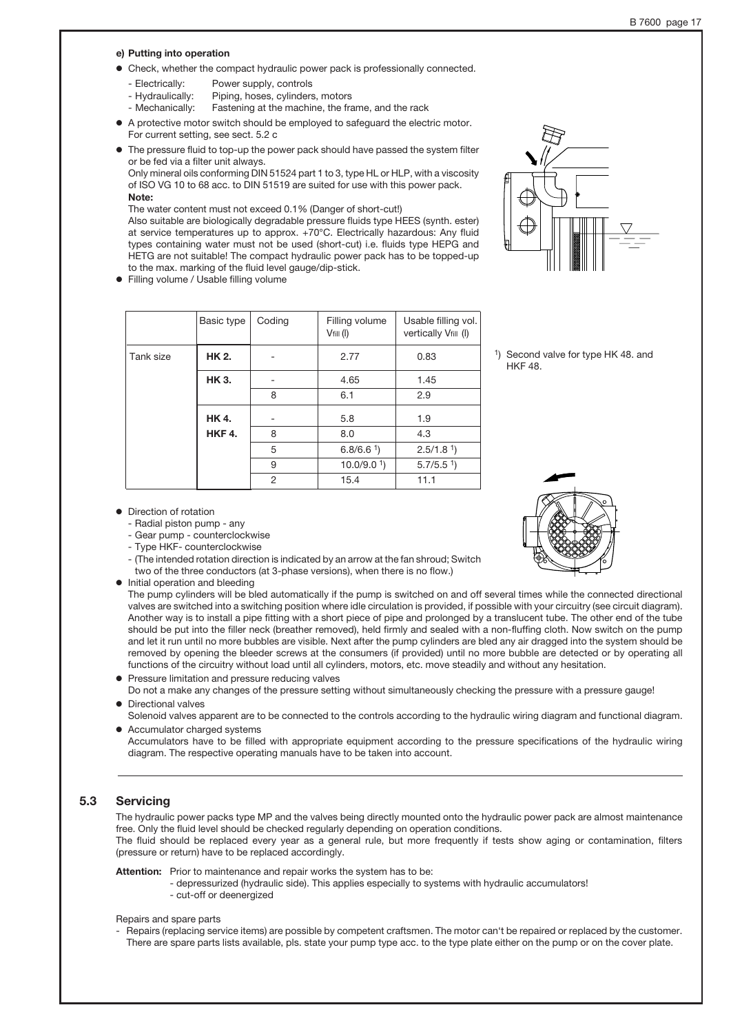#### e) Putting into operation

- Check, whether the compact hydraulic power pack is professionally connected.
  - Electrically: Power supply, controls
  - Hydraulically: Piping, hoses, cylinders, motors
  - Mechanically: Fastening at the machine, the frame, and the rack
- A protective motor switch should be employed to safeguard the electric motor. For current setting, see sect. 5.2 c
- The pressure fluid to top-up the power pack should have passed the system filter or be fed via a filter unit always.
  Only mineral oils conforming DIN 51524 part 1 to 3, type HL or HLP, with a viscosity of ISO VG 10 to 68 acc. to DIN 51519 are suited for use with this power pack.
  **Note:**
  The water content must not exceed 0.1% (Danger of short-cut!)
  Also suitable are biologically degradable pressure fluids type HEES (synth. ester) at service temperatures up to approx. +70°C. Electrically hazardous: Any fluid types containing water must not be used (short-cut) i.e. fluids type HEPG and HETG are not suitable! The compact hydraulic power pack has to be topped-up to the max. marking of the fluid level gauge/dip-stick.
- Filling volume / Usable filling volume

| | Basic type | Coding | Filling volume $V_{fill}$ (l) | Usable filling vol. vertically $V_{fill}$ (l) |
|---|---|---|---|---|
| Tank size | **HK 2.** | - | 2.77 | 0.83 |
| | **HK 3.** | - | 4.65 | 1.45 |
| | | 8 | 6.1 | 2.9 |
| | **HK 4.** | - | 5.8 | 1.9 |
| | **HKF 4.** | 8 | 8.0 | 4.3 |
| | | 5 | 6.8/6.6 [1] | 2.5/1.8 [1] |
| | | 9 | 10.0/9.0 [1] | 5.7/5.5 [1] |
| | | 2 | 15.4 | 11.1 |

[1]) Second valve for type HK 48. and HKF 48.

- Direction of rotation
  - Radial piston pump - any
  - Gear pump - counterclockwise
  - Type HKF- counterclockwise
  - (The intended rotation direction is indicated by an arrow at the fan shroud; Switch two of the three conductors (at 3-phase versions), when there is no flow.)
- Initial operation and bleeding
  The pump cylinders will be bled automatically if the pump is switched on and off several times while the connected directional valves are switched into a switching position where idle circulation is provided, if possible with your circuitry (see circuit diagram). Another way is to install a pipe fitting with a short piece of pipe and prolonged by a translucent tube. The other end of the tube should be put into the filler neck (breather removed), held firmly and sealed with a non-fluffing cloth. Now switch on the pump and let it run until no more bubbles are visible. Next after the pump cylinders are bled any air dragged into the system should be removed by opening the bleeder screws at the consumers (if provided) until no more bubble are detected or by operating all functions of the circuitry without load until all cylinders, motors, etc. move steadily and without any hesitation.
- Pressure limitation and pressure reducing valves
  Do not a make any changes of the pressure setting without simultaneously checking the pressure with a pressure gauge!
- Directional valves
  Solenoid valves apparent are to be connected to the controls according to the hydraulic wiring diagram and functional diagram.
- Accumulator charged systems
  Accumulators have to be filled with appropriate equipment according to the pressure specifications of the hydraulic wiring diagram. The respective operating manuals have to be taken into account.

## 5.3 Servicing

The hydraulic power packs type MP and the valves being directly mounted onto the hydraulic power pack are almost maintenance free. Only the fluid level should be checked regularly depending on operation conditions.
The fluid should be replaced every year as a general rule, but more frequently if tests show aging or contamination, filters (pressure or return) have to be replaced accordingly.

**Attention:** Prior to maintenance and repair works the system has to be:
- depressurized (hydraulic side). This applies especially to systems with hydraulic accumulators!
- cut-off or deenergized

Repairs and spare parts

- Repairs (replacing service items) are possible by competent craftsmen. The motor can't be repaired or replaced by the customer. There are spare parts lists available, pls. state your pump type acc. to the type plate either on the pump or on the cover plate.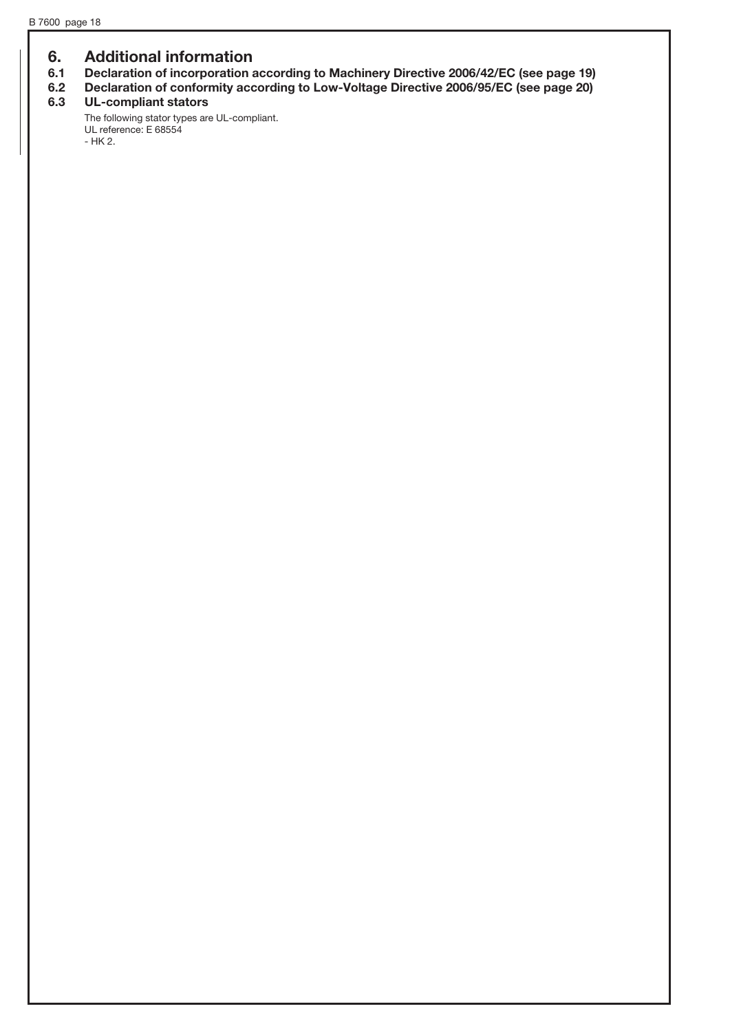# 6. Additional information

## 6.1 Declaration of incorporation according to Machinery Directive 2006/42/EC (see page 19)

## 6.2 Declaration of conformity according to Low-Voltage Directive 2006/95/EC (see page 20)

## 6.3 UL-compliant stators

The following stator types are UL-compliant.
UL reference: E 68554
- HK 2.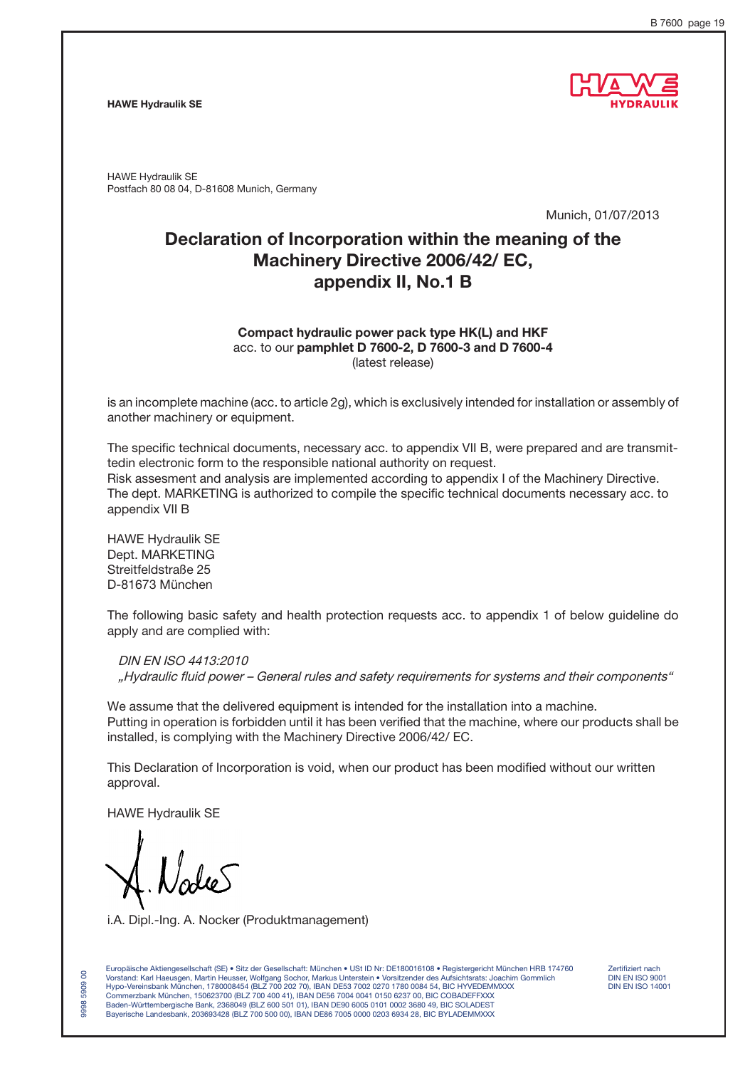**HAWE Hydraulik SE**

HAWE Hydraulik SE
Postfach 80 08 04, D-81608 Munich, Germany

Munich, 01/07/2013

# Declaration of Incorporation within the meaning of the Machinery Directive 2006/42/ EC, appendix II, No.1 B

**Compact hydraulic power pack type HK(L) and HKF**
acc. to our **pamphlet D 7600-2, D 7600-3 and D 7600-4**
(latest release)

is an incomplete machine (acc. to article 2g), which is exclusively intended for installation or assembly of another machinery or equipment.

The specific technical documents, necessary acc. to appendix VII B, were prepared and are transmittedin electronic form to the responsible national authority on request.
Risk assesment and analysis are implemented according to appendix I of the Machinery Directive.
The dept. MARKETING is authorized to compile the specific technical documents necessary acc. to appendix VII B

HAWE Hydraulik SE
Dept. MARKETING
Streitfeldstraße 25
D-81673 München

The following basic safety and health protection requests acc. to appendix 1 of below guideline do apply and are complied with:

*DIN EN ISO 4413:2010*
*„Hydraulic fluid power – General rules and safety requirements for systems and their components"*

We assume that the delivered equipment is intended for the installation into a machine.
Putting in operation is forbidden until it has been verified that the machine, where our products shall be installed, is complying with the Machinery Directive 2006/42/ EC.

This Declaration of Incorporation is void, when our product has been modified without our written approval.

HAWE Hydraulik SE

i.A. Dipl.-Ing. A. Nocker (Produktmanagement)

Europäische Aktiengesellschaft (SE) • Sitz der Gesellschaft: München • USt ID Nr: DE180016108 • Registergericht München HRB 174760
Vorstand: Karl Haeusgen, Martin Heusser, Wolfgang Sochor, Markus Unterstein • Vorsitzender des Aufsichtsrats: Joachim Gommlich
Hypo-Vereinsbank München, 1780008454 (BLZ 700 202 70), IBAN DE53 7002 0270 1780 0084 54, BIC HYVEDEMMXXX
Commerzbank München, 150623700 (BLZ 700 400 41), IBAN DE56 7004 0041 0150 6237 00, BIC COBADEFFXXX
Baden-Württembergische Bank, 2368049 (BLZ 600 501 01), IBAN DE90 6005 0101 0002 3680 49, BIC SOLADEST
Bayerische Landesbank, 203693428 (BLZ 700 500 00), IBAN DE86 7005 0000 0203 6934 28, BIC BYLADEMMXXX

Zertifiziert nach
DIN EN ISO 9001
DIN EN ISO 14001

9998 5909 00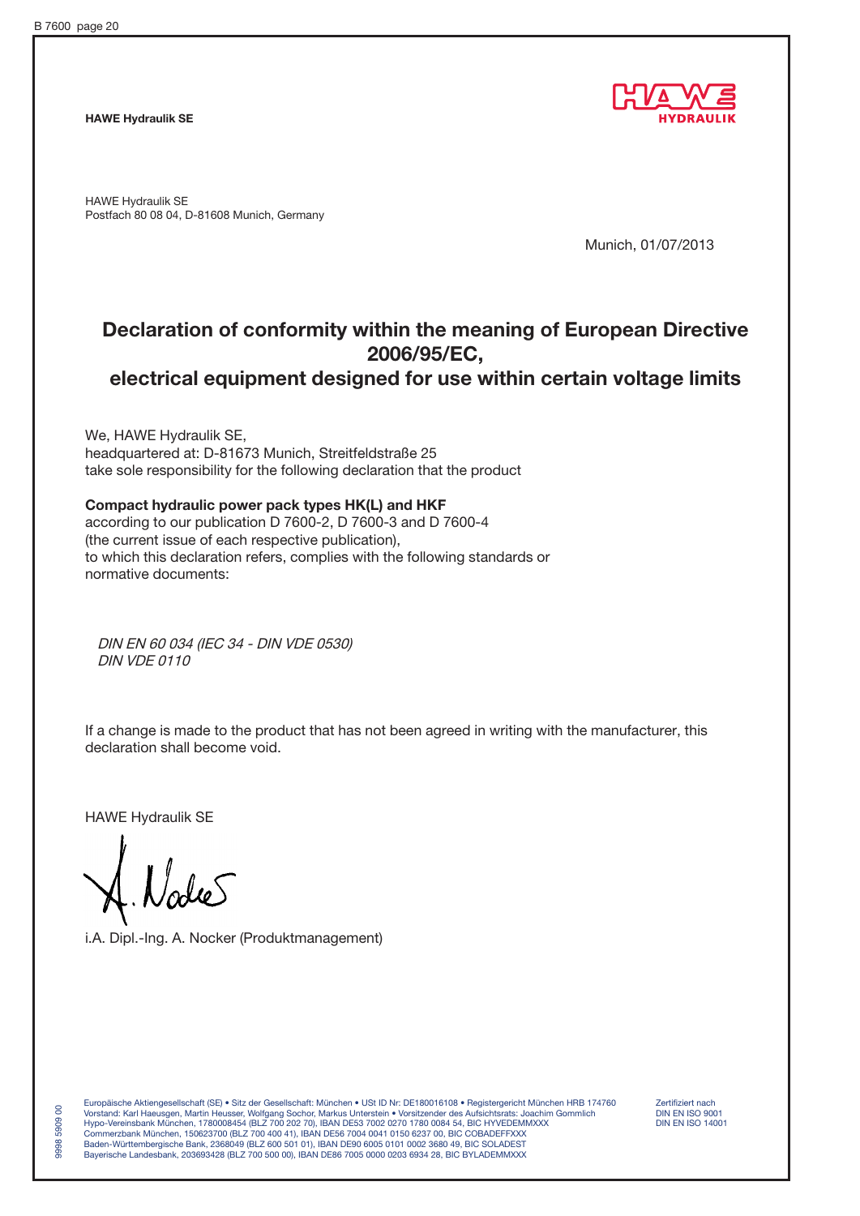**HAWE Hydraulik SE**

HAWE Hydraulik SE
Postfach 80 08 04, D-81608 Munich, Germany

Munich, 01/07/2013

## Declaration of conformity within the meaning of European Directive 2006/95/EC, electrical equipment designed for use within certain voltage limits

We, HAWE Hydraulik SE,
headquartered at: D-81673 Munich, Streitfeldstraße 25
take sole responsibility for the following declaration that the product

**Compact hydraulic power pack types HK(L) and HKF**
according to our publication D 7600-2, D 7600-3 and D 7600-4
(the current issue of each respective publication),
to which this declaration refers, complies with the following standards or normative documents:

*DIN EN 60 034 (IEC 34 - DIN VDE 0530)*
*DIN VDE 0110*

If a change is made to the product that has not been agreed in writing with the manufacturer, this declaration shall become void.

HAWE Hydraulik SE

i.A. Dipl.-Ing. A. Nocker (Produktmanagement)

Europäische Aktiengesellschaft (SE) • Sitz der Gesellschaft: München • USt ID Nr: DE180016108 • Registergericht München HRB 174760
Vorstand: Karl Haeusgen, Martin Heusser, Wolfgang Sochor, Markus Unterstein • Vorsitzender des Aufsichtsrats: Joachim Gommlich
Hypo-Vereinsbank München, 1780008454 (BLZ 700 202 70), IBAN DE53 7002 0270 1780 0084 54, BIC HYVEDEMMXXX
Commerzbank München, 150623700 (BLZ 700 400 41), IBAN DE56 7004 0041 0150 6237 00, BIC COBADEFFXXX
Baden-Württembergische Bank, 2368049 (BLZ 600 501 01), IBAN DE90 6005 0101 0002 3680 49, BIC SOLADEST
Bayerische Landesbank, 203693428 (BLZ 700 500 00), IBAN DE86 7005 0000 0203 6934 28, BIC BYLADEMMXXX

Zertifiziert nach
DIN EN ISO 9001
DIN EN ISO 14001

9998 5909 00